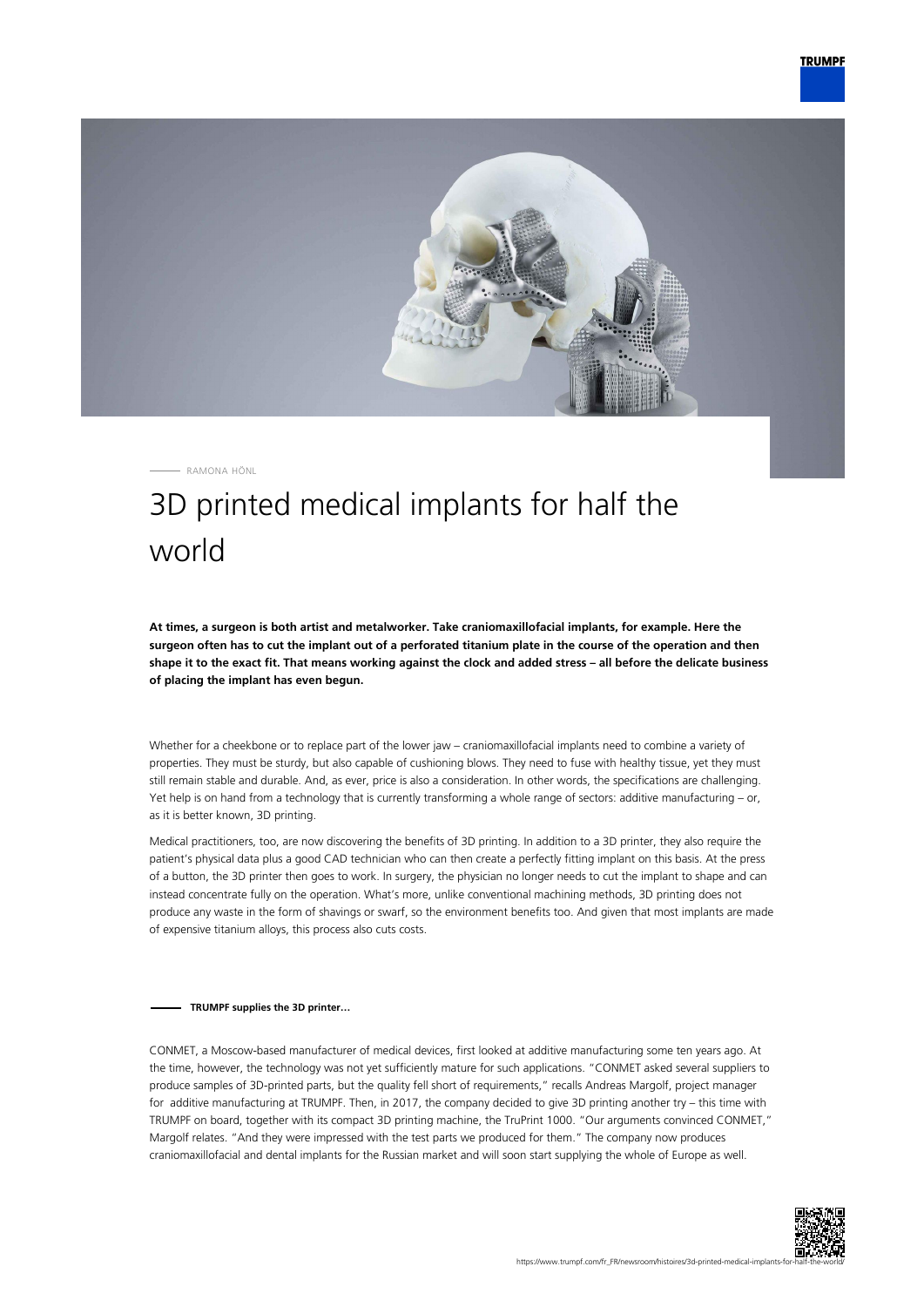RAMONA HÖNL

# 3D printed medical implants for half the world

**At times, a surgeon is both artist and metalworker. Take craniomaxillofacial implants, for example. Here the surgeon often has to cut the implant out of a perforated titanium plate in the course of the operation and then shape it to the exact fit. That means working against the clock and added stress – all before the delicate business of placing the implant has even begun.**

Whether for a cheekbone or to replace part of the lower jaw – craniomaxillofacial implants need to combine a variety of properties. They must be sturdy, but also capable of cushioning blows. They need to fuse with healthy tissue, yet they must still remain stable and durable. And, as ever, price is also a consideration. In other words, the specifications are challenging. Yet help is on hand from a technology that is currently transforming a whole range of sectors: additive manufacturing – or, as it is better known, 3D printing.

Medical practitioners, too, are now discovering the benefits of 3D printing. In addition to a 3D printer, they also require the patient's physical data plus a good CAD technician who can then create a perfectly fitting implant on this basis. At the press of a button, the 3D printer then goes to work. In surgery, the physician no longer needs to cut the implant to shape and can instead concentrate fully on the operation. What's more, unlike conventional machining methods, 3D printing does not produce any waste in the form of shavings or swarf, so the environment benefits too. And given that most implants are made of expensive titanium alloys, this process also cuts costs.

## TRUMPF supplies the 3D printer…

CONMET, a Moscow-based manufacturer of medical devices, first looked at additive manufacturing some ten years ago. At the time, however, the technology was not yet sufficiently mature for such applications. "CONMET asked several suppliers to produce samples of 3D-printed parts, but the quality fell short of requirements," recalls Andreas Margolf, project manager for additive manufacturing at TRUMPF. Then, in 2017, the company decided to give 3D printing another try – this time with TRUMPF on board, together with its compact 3D printing machine, the TruPrint 1000. "Our arguments convinced CONMET," Margolf relates. "And they were impressed with the test parts we produced for them." The company now produces craniomaxillofacial and dental implants for the Russian market and will soon start supplying the whole of Europe as well.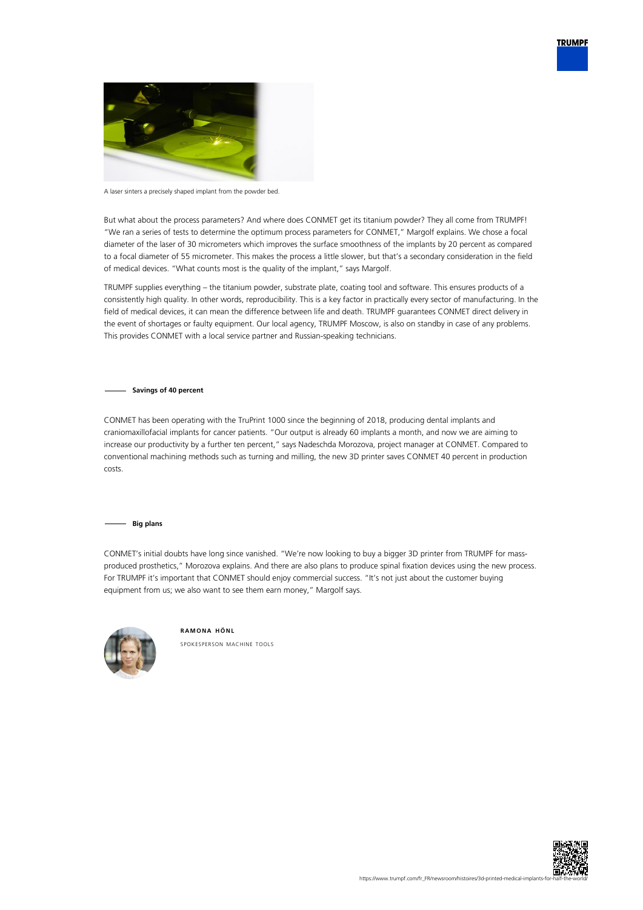A laser sinters a precisely shaped implant from the powder bed.

But what about the process parameters? And where does CONMET get its titanium powder? They all come from TRUMPF! "We ran a series of tests to determine the optimum process parameters for CONMET," Margolf explains. We chose a focal diameter of the laser of 30 micrometers which improves the surface smoothness of the implants by 20 percent as compared to a focal diameter of 55 micrometer. This makes the process a little slower, but that's a secondary consideration in the field of medical devices. "What counts most is the quality of the implant," says Margolf.

TRUMPF supplies everything – the titanium powder, substrate plate, coating tool and software. This ensures products of a consistently high quality. In other words, reproducibility. This is a key factor in practically every sector of manufacturing. In the field of medical devices, it can mean the difference between life and death. TRUMPF guarantees CONMET direct delivery in the event of shortages or faulty equipment. Our local agency, TRUMPF Moscow, is also on standby in case of any problems. This provides CONMET with a local service partner and Russian-speaking technicians.

## Savings of 40 percent

CONMET has been operating with the TruPrint 1000 since the beginning of 2018, producing dental implants and craniomaxillofacial implants for cancer patients. "Our output is already 60 implants a month, and now we are aiming to increase our productivity by a further ten percent," says Nadeschda Morozova, project manager at CONMET. Compared to conventional machining methods such as turning and milling, the new 3D printer saves CONMET 40 percent in production costs.

## Big plans

CONMET's initial doubts have long since vanished. "We're now looking to buy a bigger 3D printer from TRUMPF for mass-produced prosthetics," Morozova explains. And there are also plans to produce spinal fixation devices using the new process. For TRUMPF it's important that CONMET should enjoy commercial success. "It's not just about the customer buying equipment from us; we also want to see them earn money," Margolf says.

**RAMONA HÖNL**

SPOKESPERSON MACHINE TOOLS